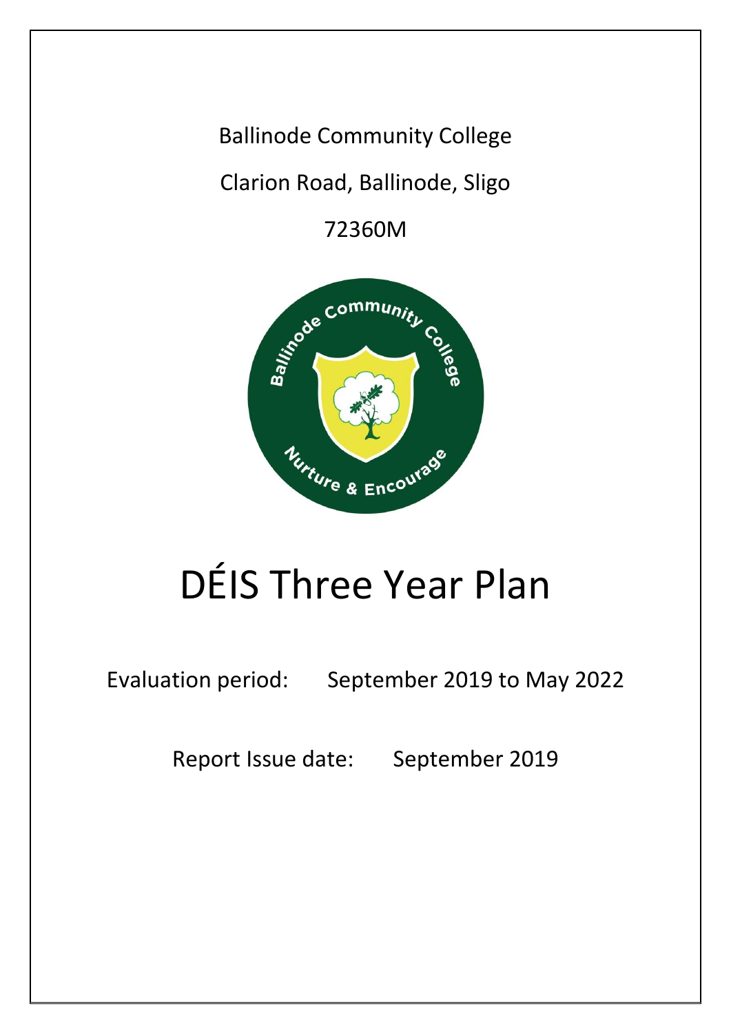Ballinode Community College

Clarion Road, Ballinode, Sligo

72360M

# DÉIS Three Year Plan

Evaluation period: September 2019 to May 2022

Report Issue date: September 2019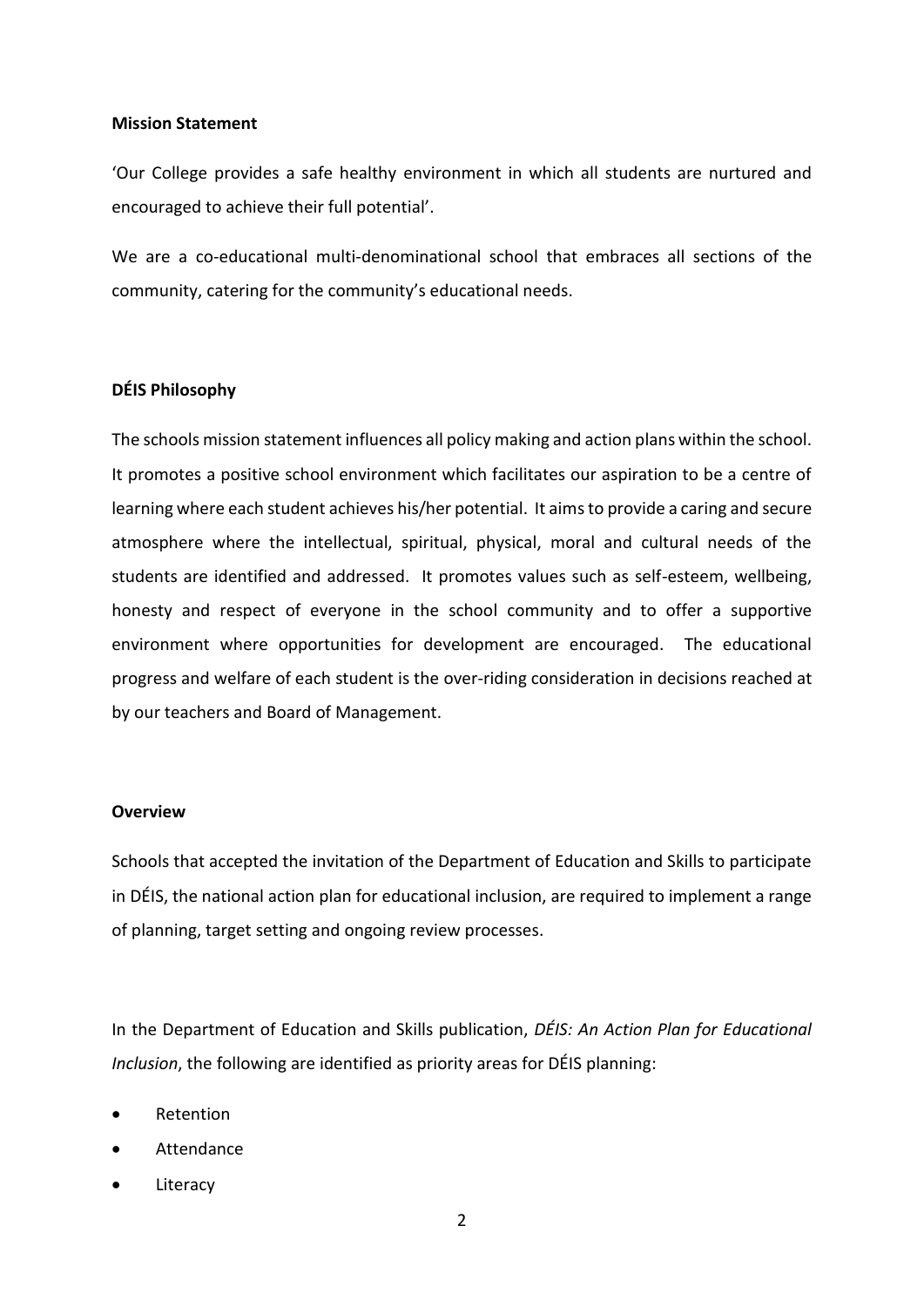**Mission Statement**

'Our College provides a safe healthy environment in which all students are nurtured and encouraged to achieve their full potential'.

We are a co-educational multi-denominational school that embraces all sections of the community, catering for the community's educational needs.

**DÉIS Philosophy**

The schools mission statement influences all policy making and action plans within the school. It promotes a positive school environment which facilitates our aspiration to be a centre of learning where each student achieves his/her potential. It aims to provide a caring and secure atmosphere where the intellectual, spiritual, physical, moral and cultural needs of the students are identified and addressed. It promotes values such as self-esteem, wellbeing, honesty and respect of everyone in the school community and to offer a supportive environment where opportunities for development are encouraged. The educational progress and welfare of each student is the over-riding consideration in decisions reached at by our teachers and Board of Management.

**Overview**

Schools that accepted the invitation of the Department of Education and Skills to participate in DÉIS, the national action plan for educational inclusion, are required to implement a range of planning, target setting and ongoing review processes.

In the Department of Education and Skills publication, *DÉIS: An Action Plan for Educational Inclusion*, the following are identified as priority areas for DÉIS planning:

- Retention
- Attendance
- Literacy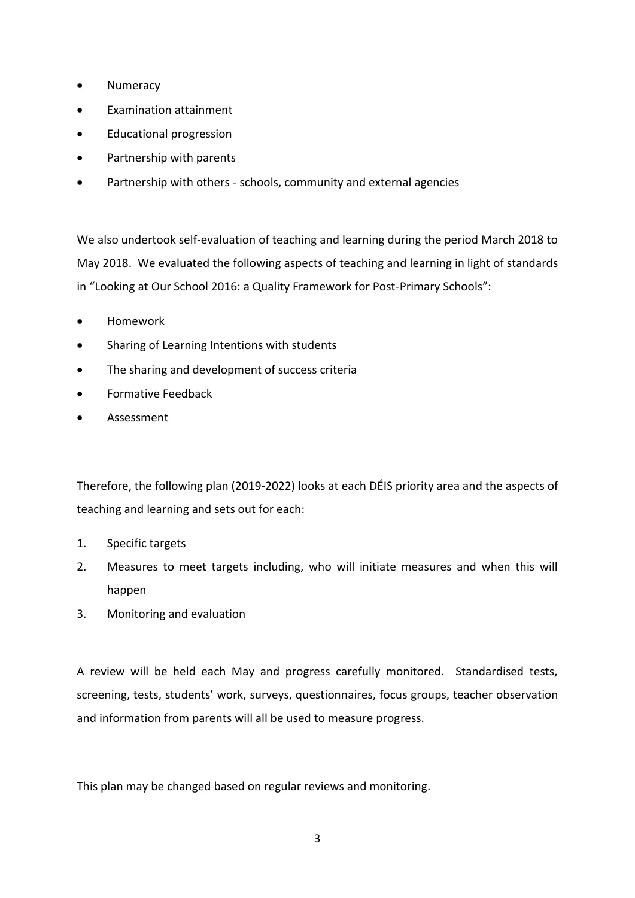- Numeracy
- Examination attainment
- Educational progression
- Partnership with parents
- Partnership with others - schools, community and external agencies

We also undertook self-evaluation of teaching and learning during the period March 2018 to May 2018. We evaluated the following aspects of teaching and learning in light of standards in "Looking at Our School 2016: a Quality Framework for Post-Primary Schools":

- Homework
- Sharing of Learning Intentions with students
- The sharing and development of success criteria
- Formative Feedback
- Assessment

Therefore, the following plan (2019-2022) looks at each DÉIS priority area and the aspects of teaching and learning and sets out for each:

1. Specific targets
2. Measures to meet targets including, who will initiate measures and when this will happen
3. Monitoring and evaluation

A review will be held each May and progress carefully monitored. Standardised tests, screening, tests, students' work, surveys, questionnaires, focus groups, teacher observation and information from parents will all be used to measure progress.

This plan may be changed based on regular reviews and monitoring.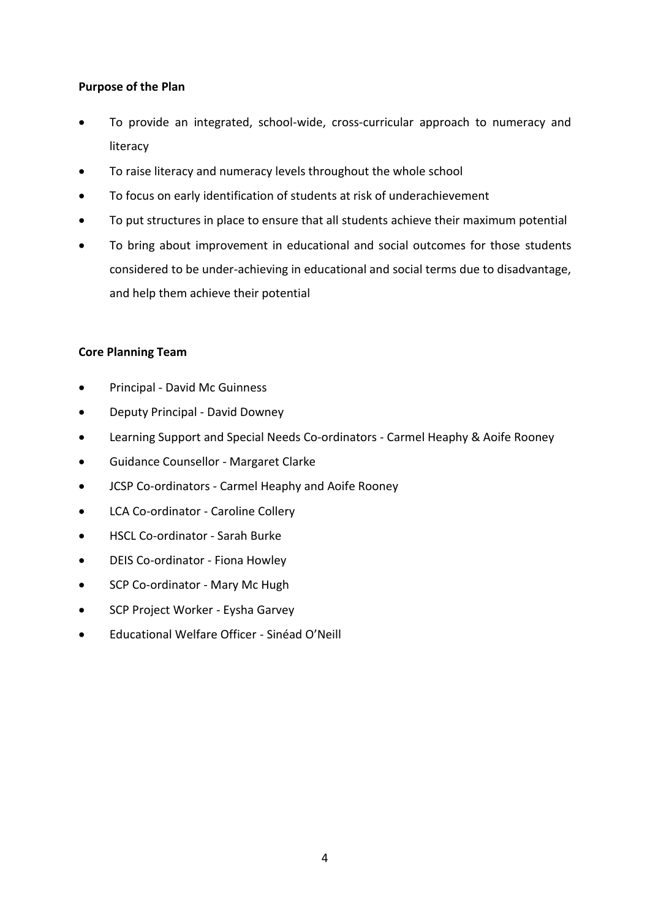**Purpose of the Plan**

- To provide an integrated, school-wide, cross-curricular approach to numeracy and literacy
- To raise literacy and numeracy levels throughout the whole school
- To focus on early identification of students at risk of underachievement
- To put structures in place to ensure that all students achieve their maximum potential
- To bring about improvement in educational and social outcomes for those students considered to be under-achieving in educational and social terms due to disadvantage, and help them achieve their potential

**Core Planning Team**

- Principal - David Mc Guinness
- Deputy Principal - David Downey
- Learning Support and Special Needs Co-ordinators - Carmel Heaphy & Aoife Rooney
- Guidance Counsellor - Margaret Clarke
- JCSP Co-ordinators - Carmel Heaphy and Aoife Rooney
- LCA Co-ordinator - Caroline Collery
- HSCL Co-ordinator - Sarah Burke
- DEIS Co-ordinator - Fiona Howley
- SCP Co-ordinator - Mary Mc Hugh
- SCP Project Worker - Eysha Garvey
- Educational Welfare Officer - Sinéad O'Neill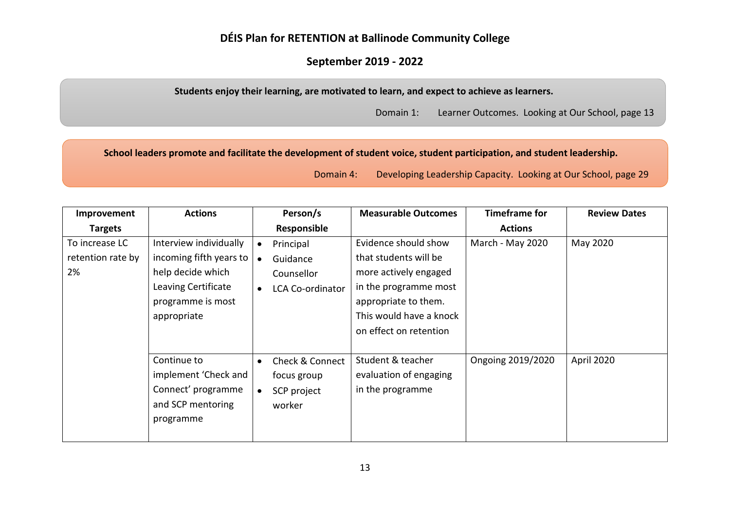# DÉIS Plan for RETENTION at Ballinode Community College

## September 2019 - 2022

**Students enjoy their learning, are motivated to learn, and expect to achieve as learners.**

Domain 1: Learner Outcomes. Looking at Our School, page 13

**School leaders promote and facilitate the development of student voice, student participation, and student leadership.**

Domain 4: Developing Leadership Capacity. Looking at Our School, page 29

| Improvement Targets | Actions | Person/s Responsible | Measurable Outcomes | Timeframe for Actions | Review Dates |
|---|---|---|---|---|---|
| To increase LC retention rate by 2% | Interview individually incoming fifth years to help decide which Leaving Certificate programme is most appropriate | • Principal<br>• Guidance Counsellor<br>• LCA Co-ordinator | Evidence should show that students will be more actively engaged in the programme most appropriate to them. This would have a knock on effect on retention | March - May 2020 | May 2020 |
| | Continue to implement 'Check and Connect' programme and SCP mentoring programme | • Check & Connect focus group<br>• SCP project worker | Student & teacher evaluation of engaging in the programme | Ongoing 2019/2020 | April 2020 |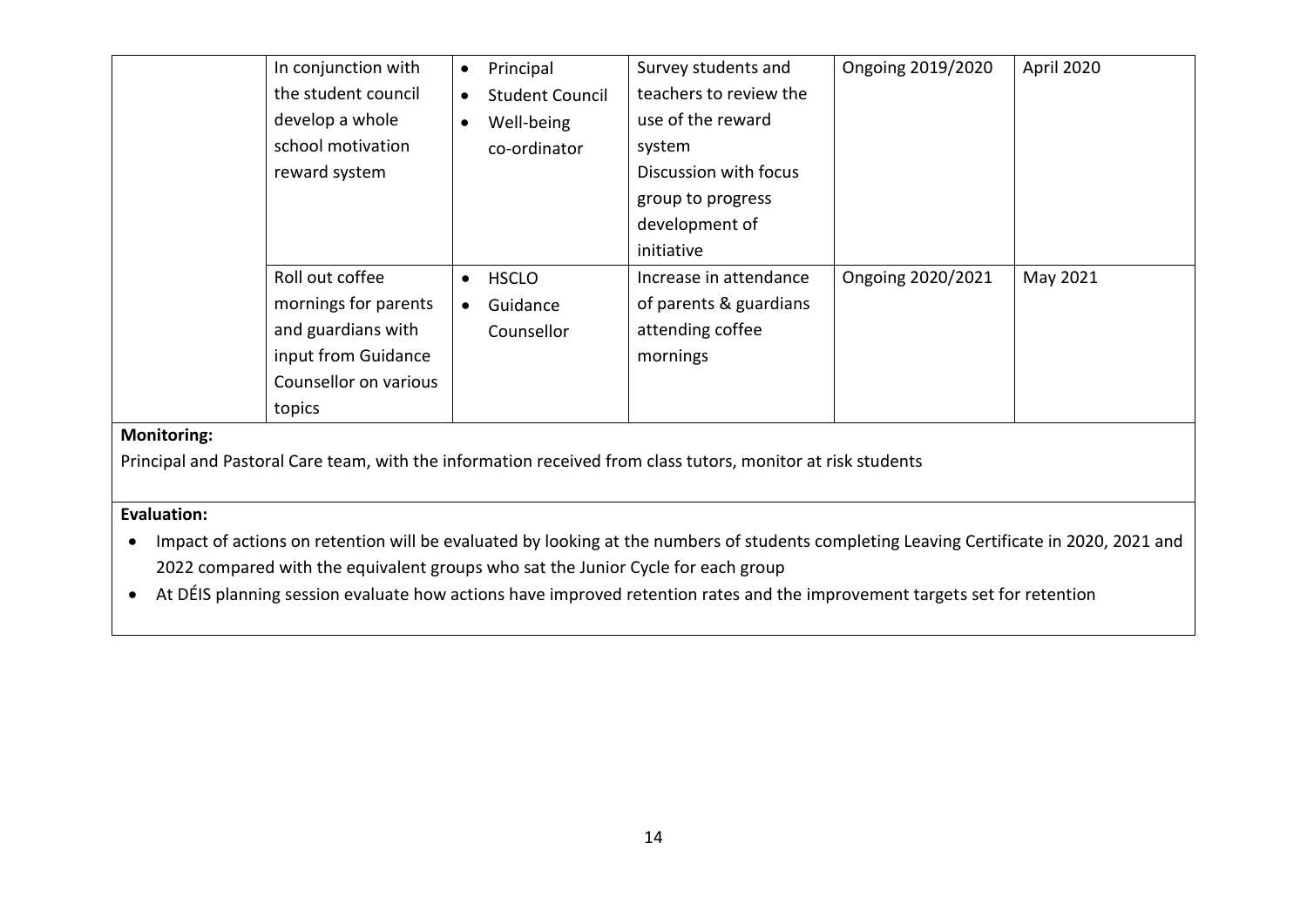| | | | | | |
|---|---|---|---|---|---|
| | In conjunction with the student council develop a whole school motivation reward system | • Principal<br>• Student Council<br>• Well-being co-ordinator | Survey students and teachers to review the use of the reward system<br>Discussion with focus group to progress development of initiative | Ongoing 2019/2020 | April 2020 |
| | Roll out coffee mornings for parents and guardians with input from Guidance Counsellor on various topics | • HSCLO<br>• Guidance Counsellor | Increase in attendance of parents & guardians attending coffee mornings | Ongoing 2020/2021 | May 2021 |

**Monitoring:**

Principal and Pastoral Care team, with the information received from class tutors, monitor at risk students

**Evaluation:**

- Impact of actions on retention will be evaluated by looking at the numbers of students completing Leaving Certificate in 2020, 2021 and 2022 compared with the equivalent groups who sat the Junior Cycle for each group
- At DÉIS planning session evaluate how actions have improved retention rates and the improvement targets set for retention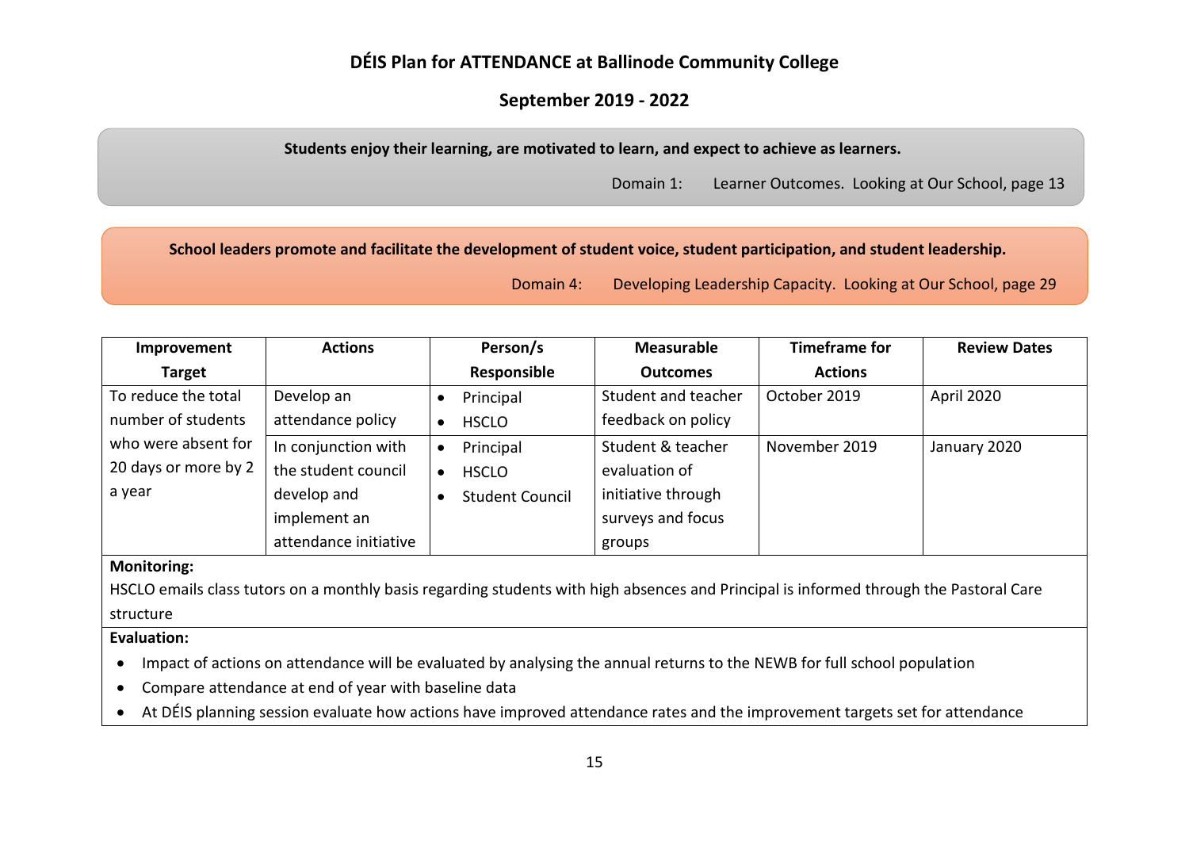# DÉIS Plan for ATTENDANCE at Ballinode Community College

## September 2019 - 2022

**Students enjoy their learning, are motivated to learn, and expect to achieve as learners.**

Domain 1: Learner Outcomes. Looking at Our School, page 13

**School leaders promote and facilitate the development of student voice, student participation, and student leadership.**

Domain 4: Developing Leadership Capacity. Looking at Our School, page 29

| Improvement Target | Actions | Person/s Responsible | Measurable Outcomes | Timeframe for Actions | Review Dates |
|---|---|---|---|---|---|
| To reduce the total number of students who were absent for 20 days or more by 2 a year | Develop an attendance policy | • Principal<br>• HSCLO | Student and teacher feedback on policy | October 2019 | April 2020 |
| | In conjunction with the student council develop and implement an attendance initiative | • Principal<br>• HSCLO<br>• Student Council | Student & teacher evaluation of initiative through surveys and focus groups | November 2019 | January 2020 |

**Monitoring:**

HSCLO emails class tutors on a monthly basis regarding students with high absences and Principal is informed through the Pastoral Care structure

**Evaluation:**

- Impact of actions on attendance will be evaluated by analysing the annual returns to the NEWB for full school population
- Compare attendance at end of year with baseline data
- At DÉIS planning session evaluate how actions have improved attendance rates and the improvement targets set for attendance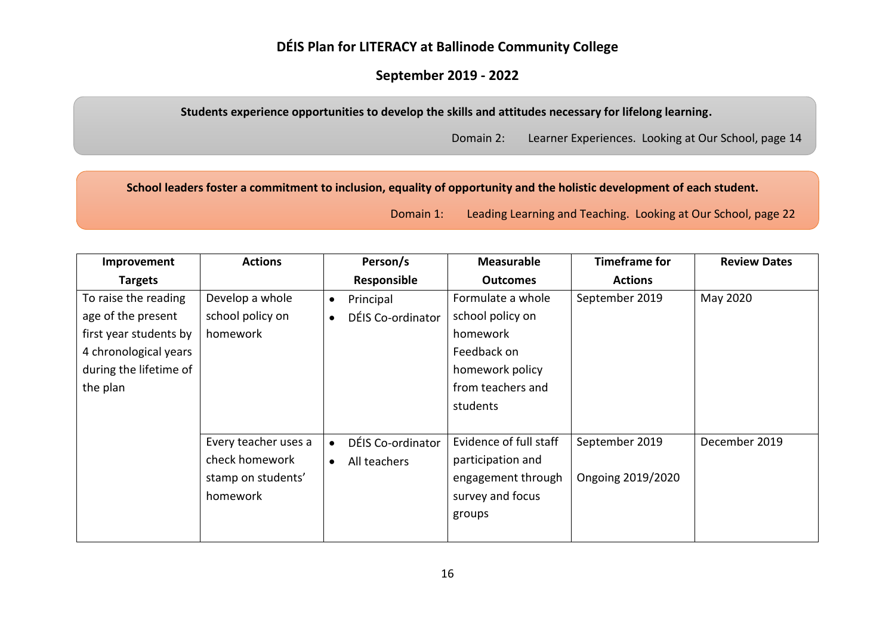# DÉIS Plan for LITERACY at Ballinode Community College

## September 2019 - 2022

**Students experience opportunities to develop the skills and attitudes necessary for lifelong learning.**

Domain 2: Learner Experiences. Looking at Our School, page 14

**School leaders foster a commitment to inclusion, equality of opportunity and the holistic development of each student.**

Domain 1: Leading Learning and Teaching. Looking at Our School, page 22

| Improvement Targets | Actions | Person/s Responsible | Measurable Outcomes | Timeframe for Actions | Review Dates |
|---|---|---|---|---|---|
| To raise the reading age of the present first year students by 4 chronological years during the lifetime of the plan | Develop a whole school policy on homework | • Principal<br>• DÉIS Co-ordinator | Formulate a whole school policy on homework<br>Feedback on homework policy from teachers and students | September 2019 | May 2020 |
| | Every teacher uses a check homework stamp on students' homework | • DÉIS Co-ordinator<br>• All teachers | Evidence of full staff participation and engagement through survey and focus groups | September 2019<br><br>Ongoing 2019/2020 | December 2019 |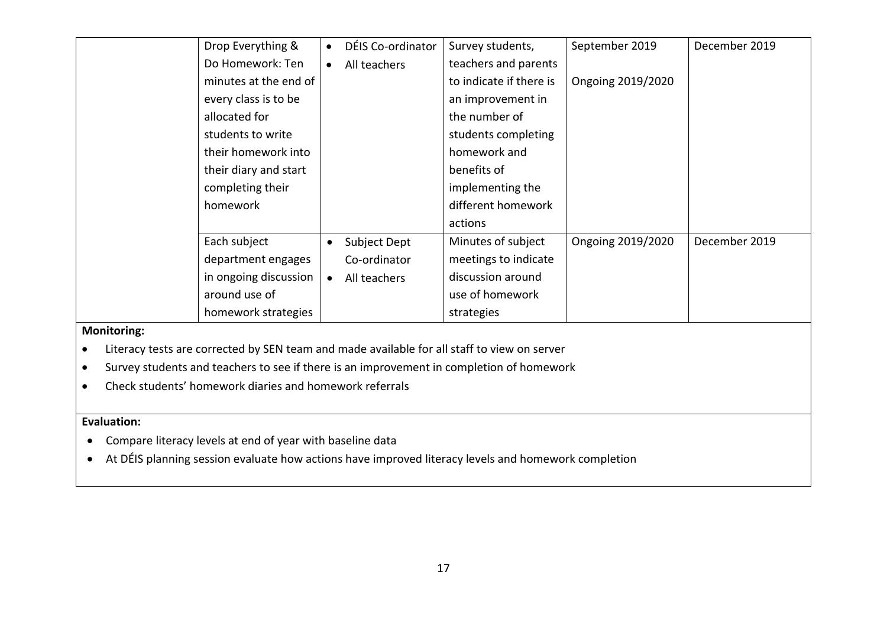| | | | | | |
|---|---|---|---|---|---|
| | Drop Everything & Do Homework: Ten minutes at the end of every class is to be allocated for students to write their homework into their diary and start completing their homework | • DÉIS Co-ordinator<br>• All teachers | Survey students, teachers and parents to indicate if there is an improvement in the number of students completing homework and benefits of implementing the different homework actions | September 2019<br><br>Ongoing 2019/2020 | December 2019 |
| | Each subject department engages in ongoing discussion around use of homework strategies | • Subject Dept Co-ordinator<br>• All teachers | Minutes of subject meetings to indicate discussion around use of homework strategies | Ongoing 2019/2020 | December 2019 |

**Monitoring:**

- Literacy tests are corrected by SEN team and made available for all staff to view on server
- Survey students and teachers to see if there is an improvement in completion of homework
- Check students' homework diaries and homework referrals

**Evaluation:**

- Compare literacy levels at end of year with baseline data
- At DÉIS planning session evaluate how actions have improved literacy levels and homework completion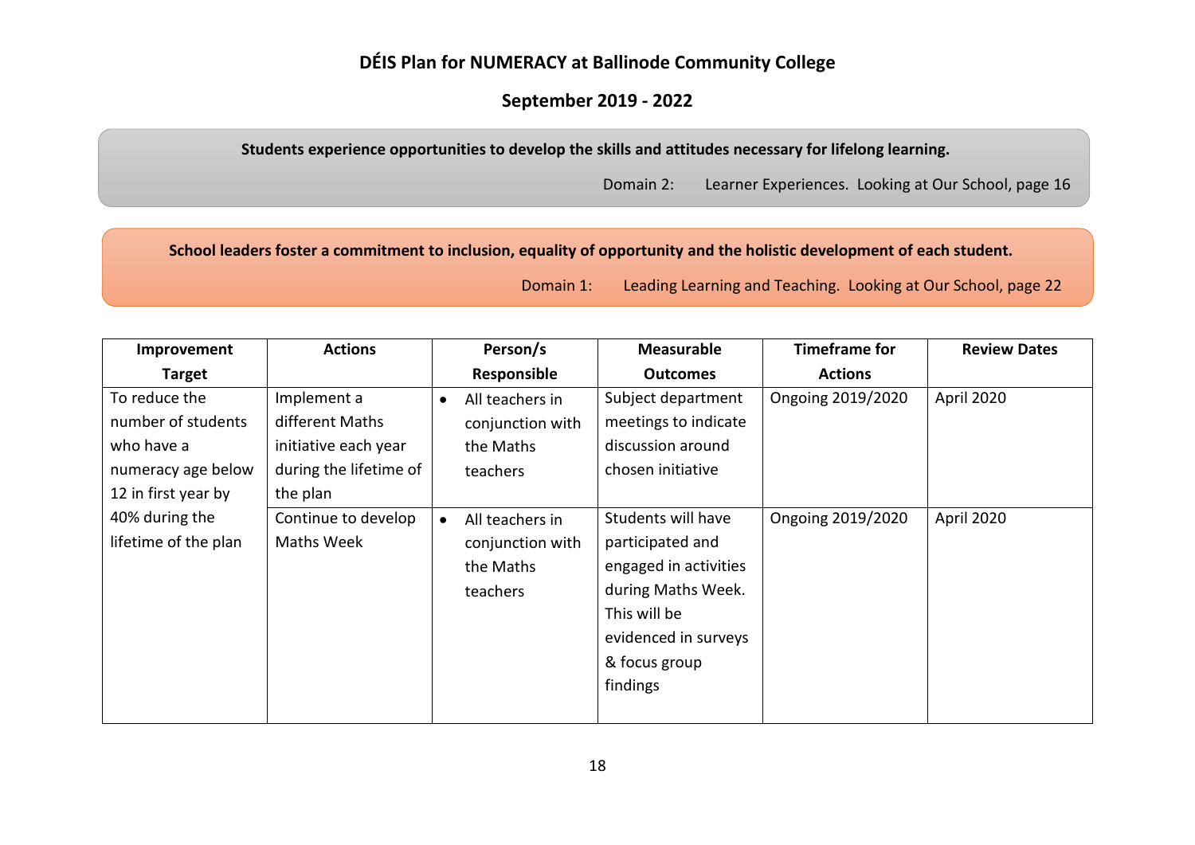# DÉIS Plan for NUMERACY at Ballinode Community College

## September 2019 - 2022

**Students experience opportunities to develop the skills and attitudes necessary for lifelong learning.**

Domain 2: Learner Experiences. Looking at Our School, page 16

**School leaders foster a commitment to inclusion, equality of opportunity and the holistic development of each student.**

Domain 1: Leading Learning and Teaching. Looking at Our School, page 22

| Improvement Target | Actions | Person/s Responsible | Measurable Outcomes | Timeframe for Actions | Review Dates |
|---|---|---|---|---|---|
| To reduce the number of students who have a numeracy age below 12 in first year by 40% during the lifetime of the plan | Implement a different Maths initiative each year during the lifetime of the plan | • All teachers in conjunction with the Maths teachers | Subject department meetings to indicate discussion around chosen initiative | Ongoing 2019/2020 | April 2020 |
| | Continue to develop Maths Week | • All teachers in conjunction with the Maths teachers | Students will have participated and engaged in activities during Maths Week. This will be evidenced in surveys & focus group findings | Ongoing 2019/2020 | April 2020 |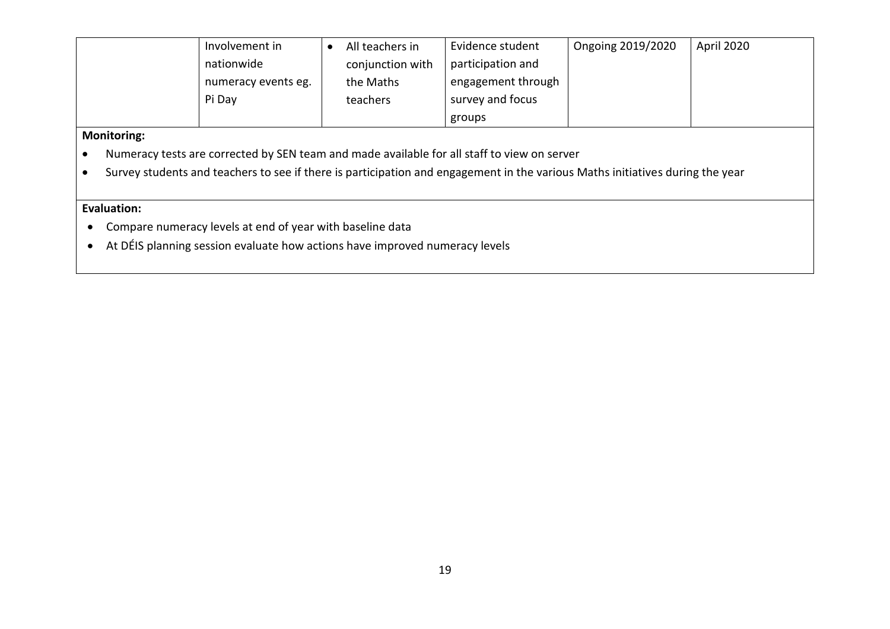| | | | | | |
|---|---|---|---|---|---|
| | Involvement in nationwide numeracy events eg. Pi Day | • All teachers in conjunction with the Maths teachers | Evidence student participation and engagement through survey and focus groups | Ongoing 2019/2020 | April 2020 |

**Monitoring:**

- Numeracy tests are corrected by SEN team and made available for all staff to view on server
- Survey students and teachers to see if there is participation and engagement in the various Maths initiatives during the year

**Evaluation:**

- Compare numeracy levels at end of year with baseline data
- At DÉIS planning session evaluate how actions have improved numeracy levels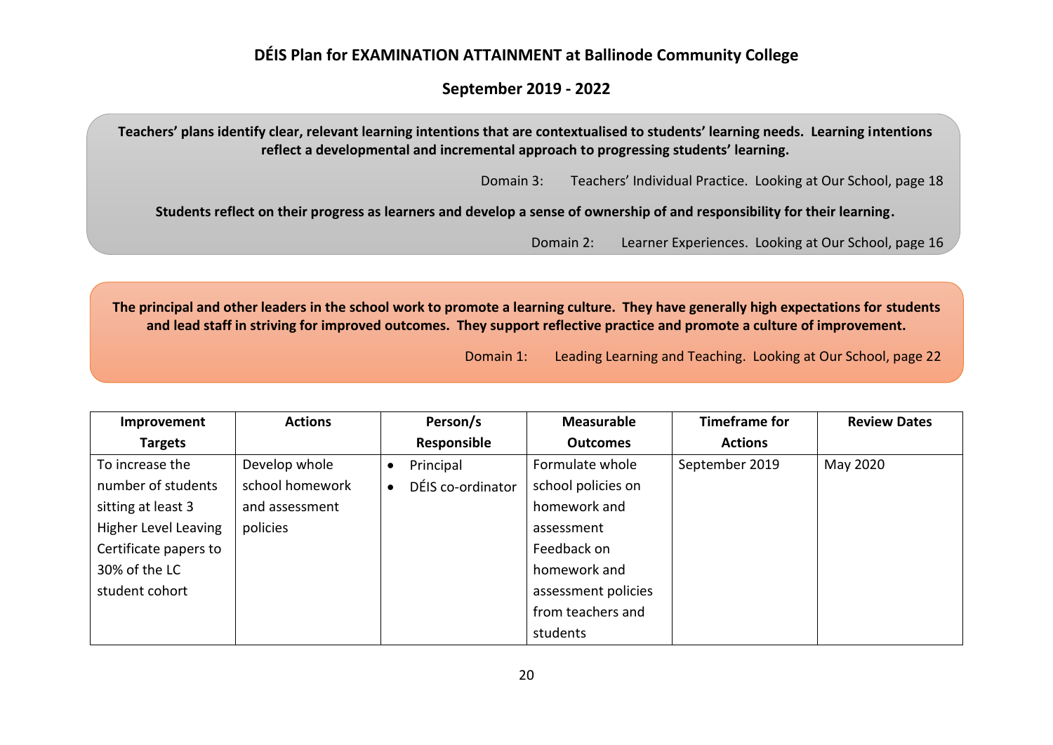# DÉIS Plan for EXAMINATION ATTAINMENT at Ballinode Community College

## September 2019 - 2022

**Teachers' plans identify clear, relevant learning intentions that are contextualised to students' learning needs. Learning intentions reflect a developmental and incremental approach to progressing students' learning.**

Domain 3: Teachers' Individual Practice. Looking at Our School, page 18

**Students reflect on their progress as learners and develop a sense of ownership of and responsibility for their learning.**

Domain 2: Learner Experiences. Looking at Our School, page 16

**The principal and other leaders in the school work to promote a learning culture. They have generally high expectations for students and lead staff in striving for improved outcomes. They support reflective practice and promote a culture of improvement.**

Domain 1: Leading Learning and Teaching. Looking at Our School, page 22

| Improvement Targets | Actions | Person/s Responsible | Measurable Outcomes | Timeframe for Actions | Review Dates |
|---|---|---|---|---|---|
| To increase the number of students sitting at least 3 Higher Level Leaving Certificate papers to 30% of the LC student cohort | Develop whole school homework and assessment policies | • Principal<br>• DÉIS co-ordinator | Formulate whole school policies on homework and assessment<br>Feedback on homework and assessment policies from teachers and students | September 2019 | May 2020 |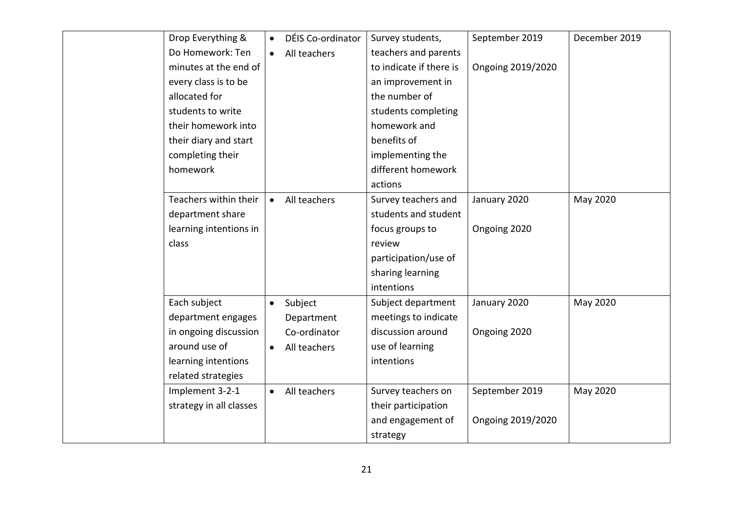| | | | | | |
|---|---|---|---|---|---|
| | Drop Everything & Do Homework: Ten minutes at the end of every class is to be allocated for students to write their homework into their diary and start completing their homework | • DÉIS Co-ordinator<br>• All teachers | Survey students, teachers and parents to indicate if there is an improvement in the number of students completing homework and benefits of implementing the different homework actions | September 2019<br><br>Ongoing 2019/2020 | December 2019 |
| | Teachers within their department share learning intentions in class | • All teachers | Survey teachers and students and student focus groups to review participation/use of sharing learning intentions | January 2020<br><br>Ongoing 2020 | May 2020 |
| | Each subject department engages in ongoing discussion around use of learning intentions related strategies | • Subject Department Co-ordinator<br>• All teachers | Subject department meetings to indicate discussion around use of learning intentions | January 2020<br><br>Ongoing 2020 | May 2020 |
| | Implement 3-2-1 strategy in all classes | • All teachers | Survey teachers on their participation and engagement of strategy | September 2019<br><br>Ongoing 2019/2020 | May 2020 |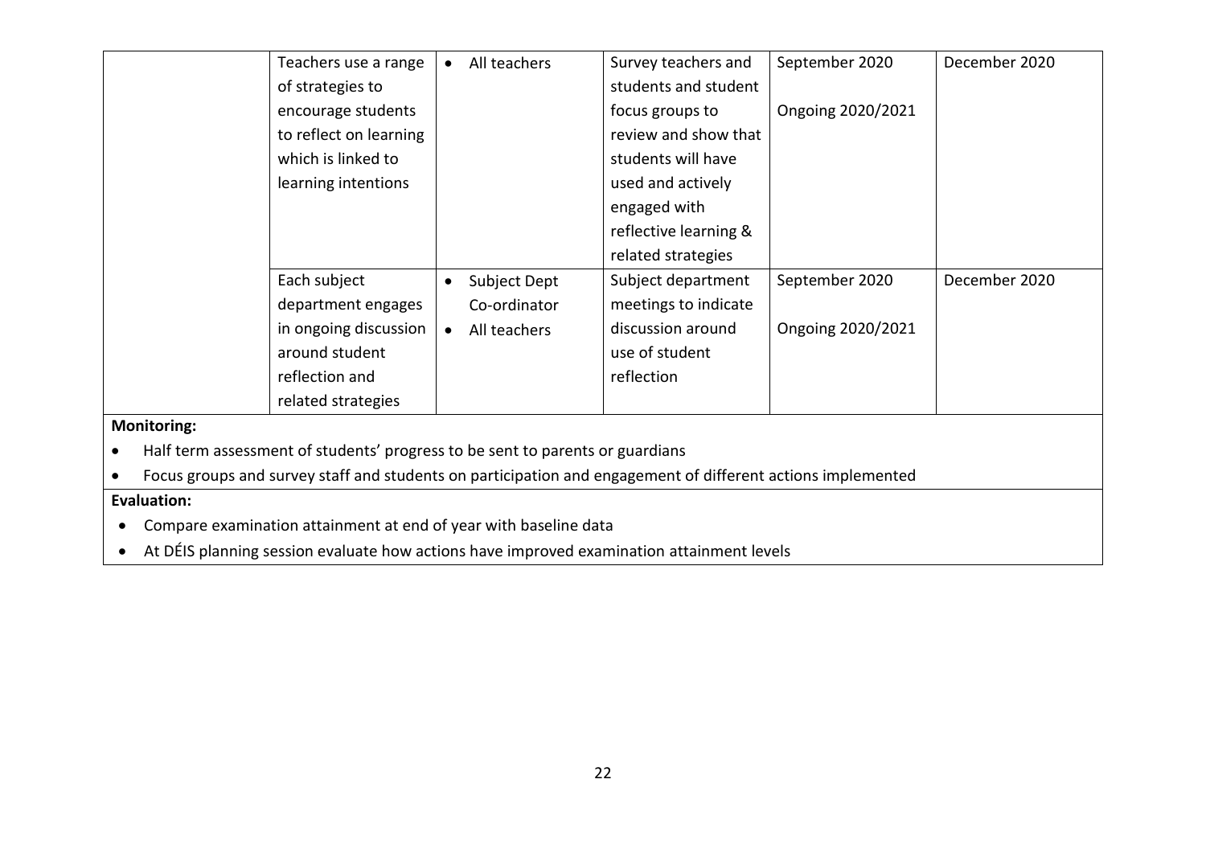| | | | | | |
|---|---|---|---|---|---|
| | Teachers use a range of strategies to encourage students to reflect on learning which is linked to learning intentions | • All teachers | Survey teachers and students and student focus groups to review and show that students will have used and actively engaged with reflective learning & related strategies | September 2020<br><br>Ongoing 2020/2021 | December 2020 |
| | Each subject department engages in ongoing discussion around student reflection and related strategies | • Subject Dept Co-ordinator<br>• All teachers | Subject department meetings to indicate discussion around use of student reflection | September 2020<br><br>Ongoing 2020/2021 | December 2020 |

**Monitoring:**

- Half term assessment of students' progress to be sent to parents or guardians
- Focus groups and survey staff and students on participation and engagement of different actions implemented

**Evaluation:**

- Compare examination attainment at end of year with baseline data
- At DÉIS planning session evaluate how actions have improved examination attainment levels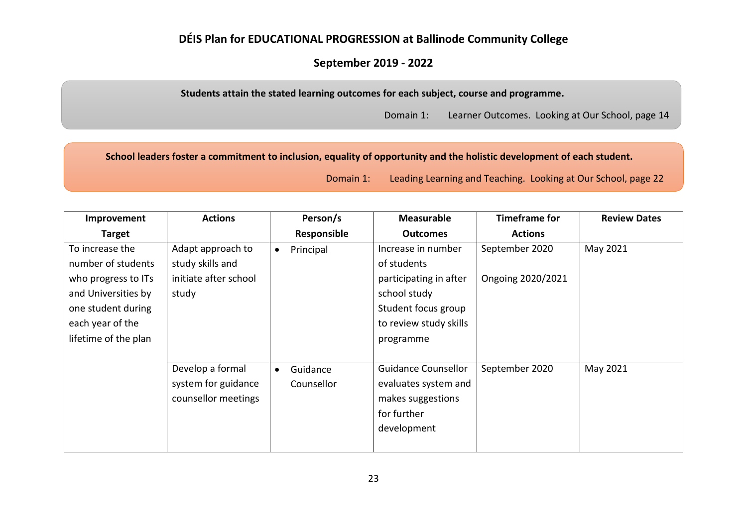# DÉIS Plan for EDUCATIONAL PROGRESSION at Ballinode Community College

## September 2019 - 2022

**Students attain the stated learning outcomes for each subject, course and programme.**

Domain 1: Learner Outcomes. Looking at Our School, page 14

**School leaders foster a commitment to inclusion, equality of opportunity and the holistic development of each student.**

Domain 1: Leading Learning and Teaching. Looking at Our School, page 22

| Improvement Target | Actions | Person/s Responsible | Measurable Outcomes | Timeframe for Actions | Review Dates |
|---|---|---|---|---|---|
| To increase the number of students who progress to ITs and Universities by one student during each year of the lifetime of the plan | Adapt approach to study skills and initiate after school study | • Principal | Increase in number of students participating in after school study<br>Student focus group to review study skills programme | September 2020<br><br>Ongoing 2020/2021 | May 2021 |
| | Develop a formal system for guidance counsellor meetings | • Guidance Counsellor | Guidance Counsellor evaluates system and makes suggestions for further development | September 2020 | May 2021 |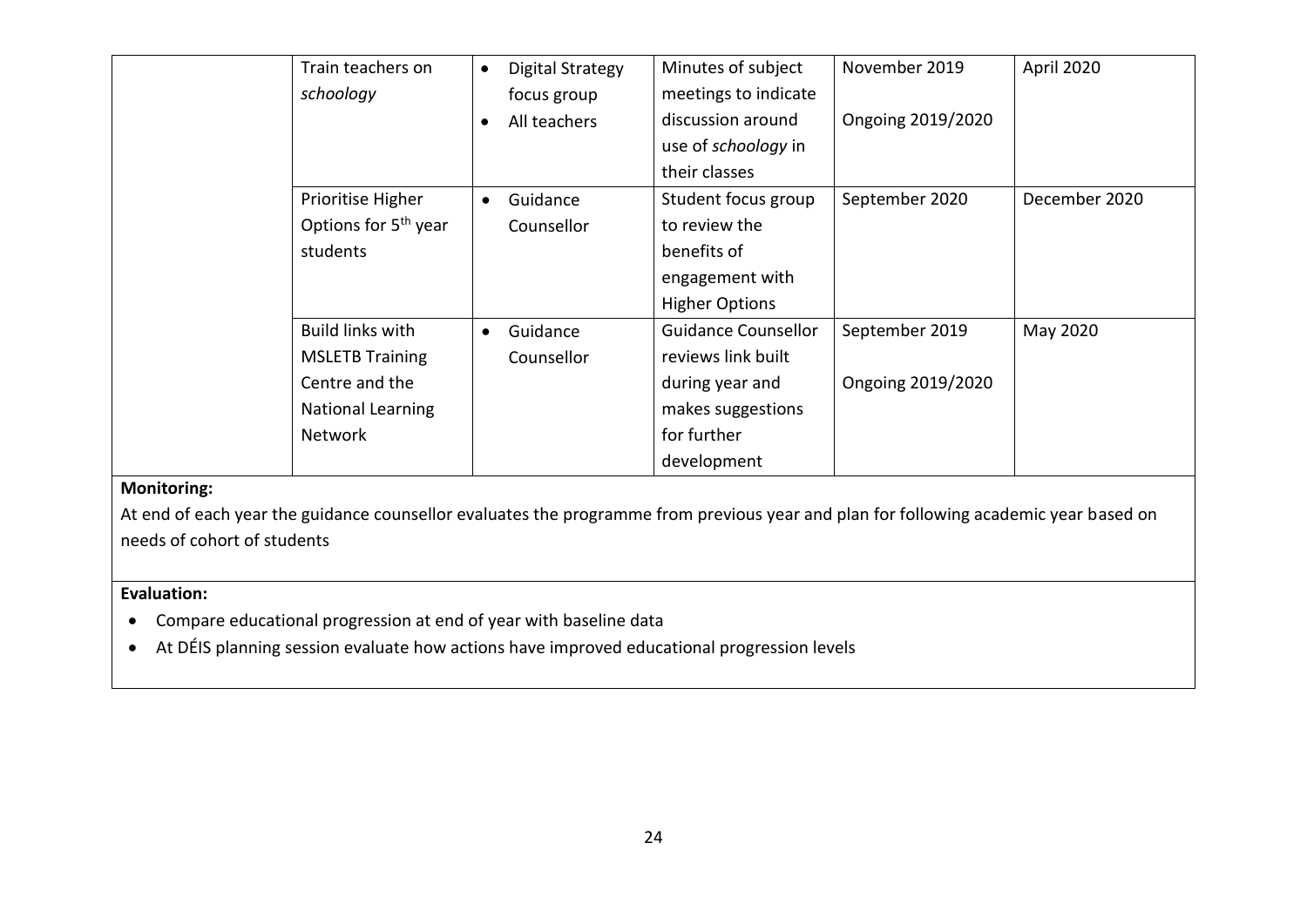| | | | | | |
|---|---|---|---|---|---|
| | Train teachers on *schoology* | • Digital Strategy focus group<br>• All teachers | Minutes of subject meetings to indicate discussion around use of *schoology* in their classes | November 2019<br><br>Ongoing 2019/2020 | April 2020 |
| | Prioritise Higher Options for 5th year students | • Guidance Counsellor | Student focus group to review the benefits of engagement with Higher Options | September 2020 | December 2020 |
| | Build links with MSLETB Training Centre and the National Learning Network | • Guidance Counsellor | Guidance Counsellor reviews link built during year and makes suggestions for further development | September 2019<br><br>Ongoing 2019/2020 | May 2020 |

**Monitoring:**

At end of each year the guidance counsellor evaluates the programme from previous year and plan for following academic year based on needs of cohort of students

**Evaluation:**

- Compare educational progression at end of year with baseline data
- At DÉIS planning session evaluate how actions have improved educational progression levels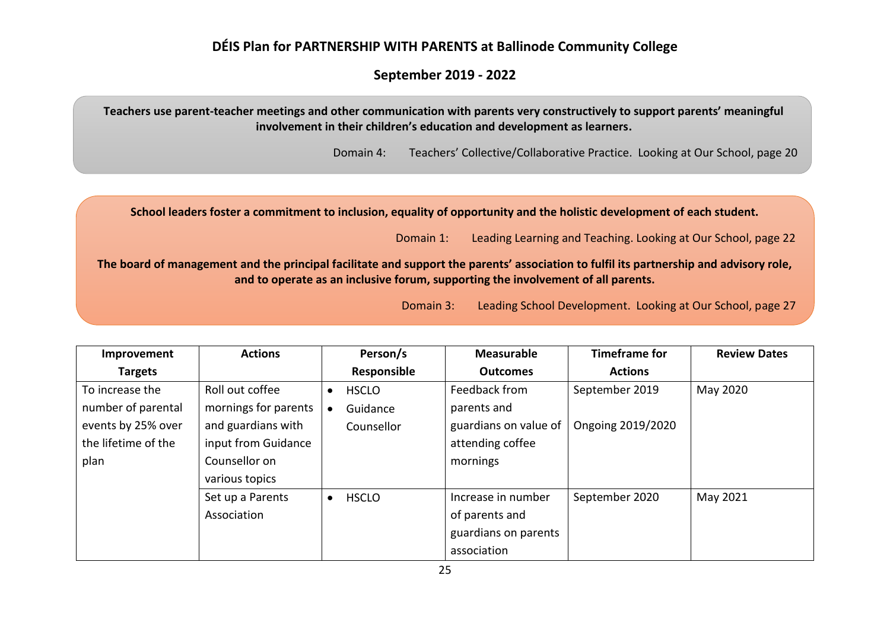# DÉIS Plan for PARTNERSHIP WITH PARENTS at Ballinode Community College

## September 2019 - 2022

**Teachers use parent-teacher meetings and other communication with parents very constructively to support parents' meaningful involvement in their children's education and development as learners.**

Domain 4: Teachers' Collective/Collaborative Practice. Looking at Our School, page 20

**School leaders foster a commitment to inclusion, equality of opportunity and the holistic development of each student.**

Domain 1: Leading Learning and Teaching. Looking at Our School, page 22

**The board of management and the principal facilitate and support the parents' association to fulfil its partnership and advisory role, and to operate as an inclusive forum, supporting the involvement of all parents.**

Domain 3: Leading School Development. Looking at Our School, page 27

| Improvement Targets | Actions | Person/s Responsible | Measurable Outcomes | Timeframe for Actions | Review Dates |
|---|---|---|---|---|---|
| To increase the number of parental events by 25% over the lifetime of the plan | Roll out coffee mornings for parents and guardians with input from Guidance Counsellor on various topics | • HSCLO<br>• Guidance Counsellor | Feedback from parents and guardians on value of attending coffee mornings | September 2019<br><br>Ongoing 2019/2020 | May 2020 |
| | Set up a Parents Association | • HSCLO | Increase in number of parents and guardians on parents association | September 2020 | May 2021 |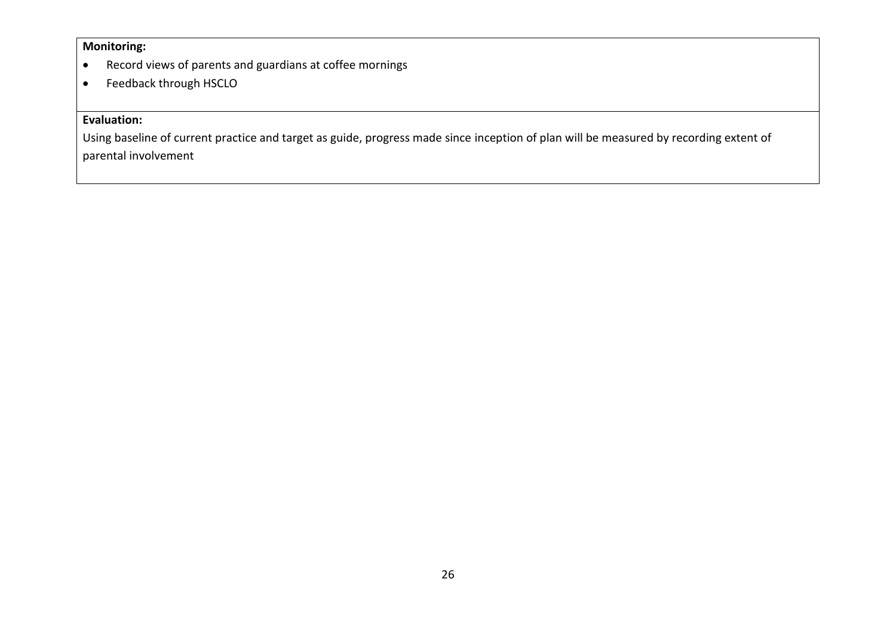**Monitoring:**

- Record views of parents and guardians at coffee mornings
- Feedback through HSCLO

**Evaluation:**

Using baseline of current practice and target as guide, progress made since inception of plan will be measured by recording extent of parental involvement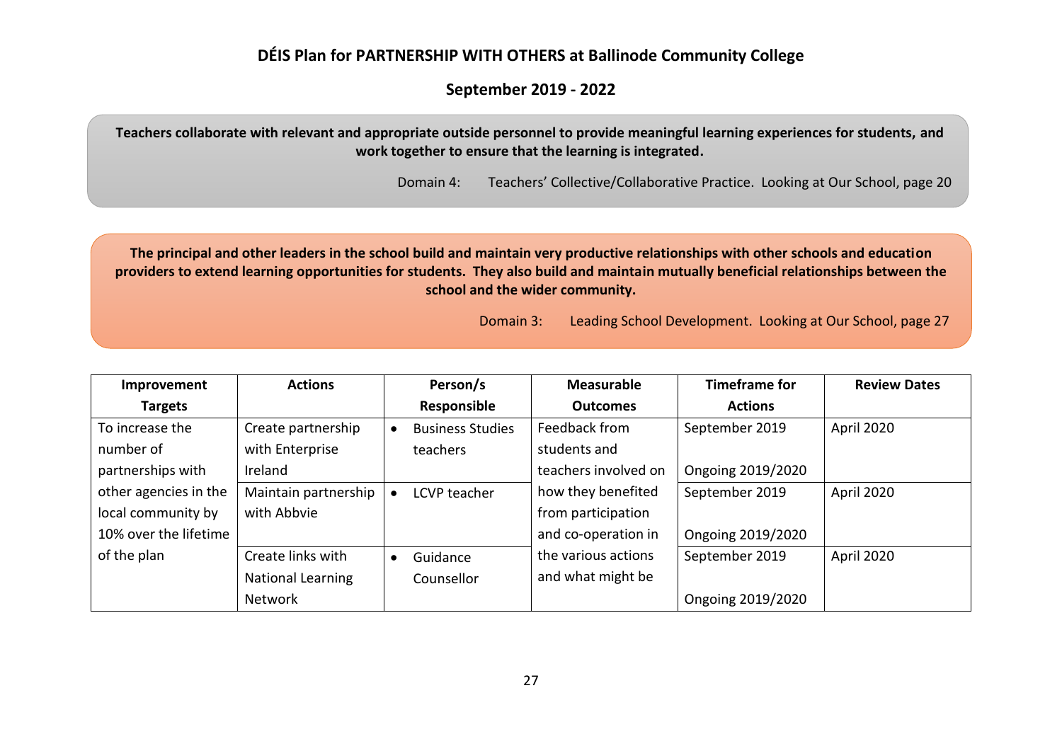# DÉIS Plan for PARTNERSHIP WITH OTHERS at Ballinode Community College

## September 2019 - 2022

**Teachers collaborate with relevant and appropriate outside personnel to provide meaningful learning experiences for students, and work together to ensure that the learning is integrated.**

Domain 4: Teachers' Collective/Collaborative Practice. Looking at Our School, page 20

**The principal and other leaders in the school build and maintain very productive relationships with other schools and education providers to extend learning opportunities for students. They also build and maintain mutually beneficial relationships between the school and the wider community.**

Domain 3: Leading School Development. Looking at Our School, page 27

| Improvement Targets | Actions | Person/s Responsible | Measurable Outcomes | Timeframe for Actions | Review Dates |
|---|---|---|---|---|---|
| To increase the number of partnerships with other agencies in the local community by 10% over the lifetime of the plan | Create partnership with Enterprise Ireland | • Business Studies teachers | Feedback from students and teachers involved on how they benefited from participation and co-operation in the various actions and what might be | September 2019<br><br>Ongoing 2019/2020 | April 2020 |
| | Maintain partnership with Abbvie | • LCVP teacher | | September 2019<br><br>Ongoing 2019/2020 | April 2020 |
| | Create links with National Learning Network | • Guidance Counsellor | | September 2019<br><br>Ongoing 2019/2020 | April 2020 |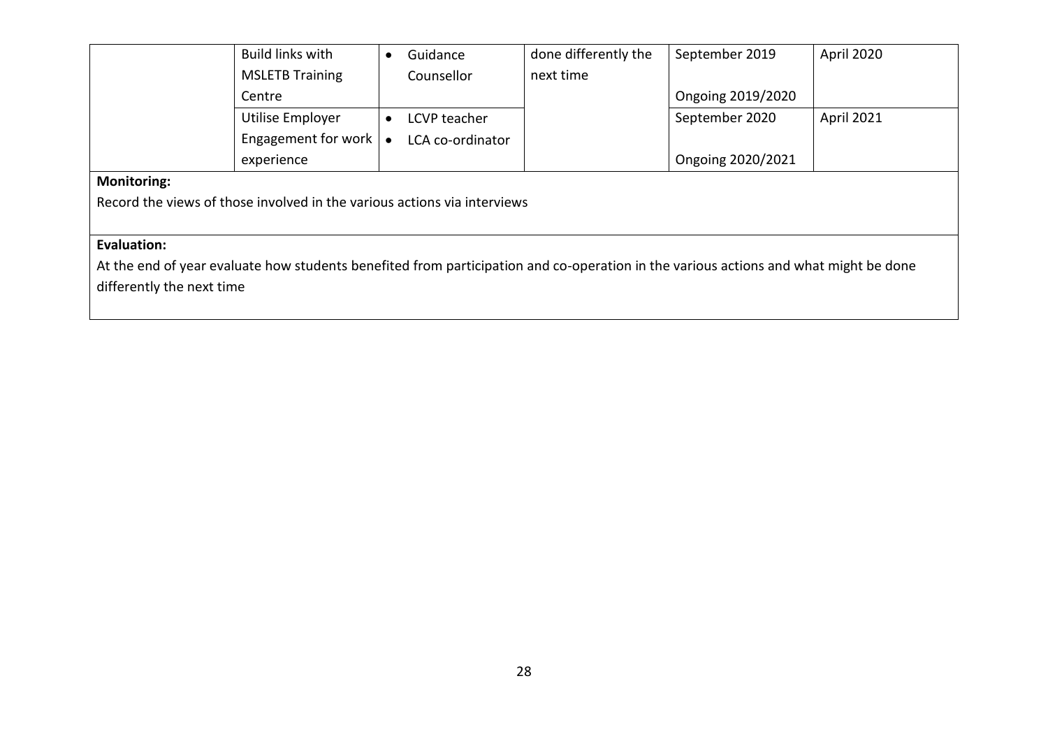| | | | | | |
|---|---|---|---|---|---|
| | Build links with MSLETB Training Centre | • Guidance Counsellor | done differently the next time | September 2019<br><br>Ongoing 2019/2020 | April 2020 |
| | Utilise Employer Engagement for work experience | • LCVP teacher<br>• LCA co-ordinator | | September 2020<br><br>Ongoing 2020/2021 | April 2021 |

**Monitoring:**

Record the views of those involved in the various actions via interviews

**Evaluation:**

At the end of year evaluate how students benefited from participation and co-operation in the various actions and what might be done differently the next time